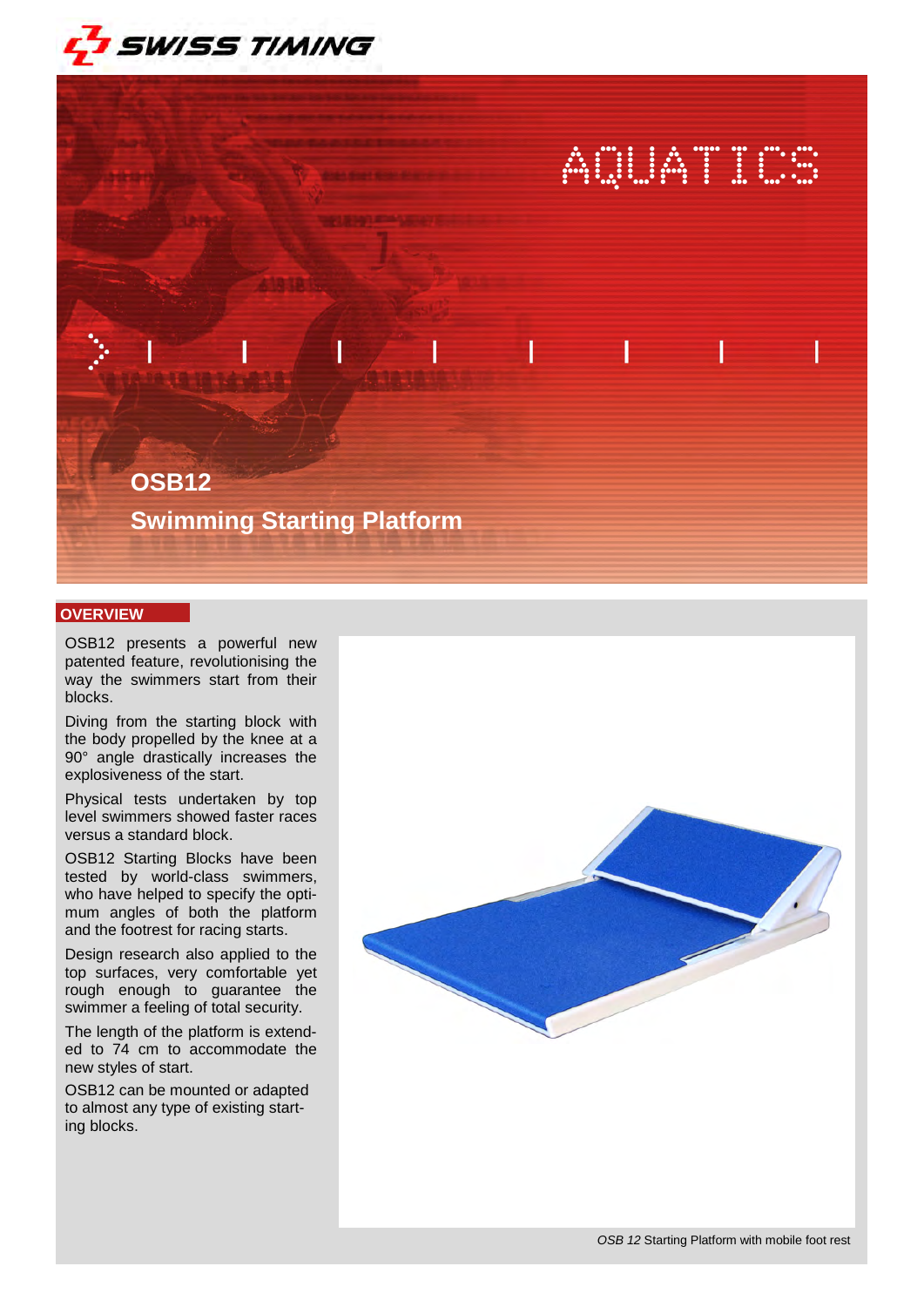SWISS TIMING

AQUATICS

# OSB12

## Swimming Starting Platform

### OVERVIEW

OSB12 presents a powerful new patented feature, revolutionising the way the swimmers start from their blocks.

Diving from the starting block with the body propelled by the knee at a 90° angle drastically increases the explosiveness of the start.

Physical tests undertaken by top level swimmers showed faster races versus a standard block.

OSB12 Starting Blocks have been tested by world-class swimmers, who have helped to specify the optimum angles of both the platform and the footrest for racing starts.

Design research also applied to the top surfaces, very comfortable yet rough enough to guarantee the swimmer a feeling of total security.

The length of the platform is extended to 74 cm to accommodate the new styles of start.

OSB12 can be mounted or adapted to almost any type of existing starting blocks.

*OSB 12* Starting Platform with mobile foot rest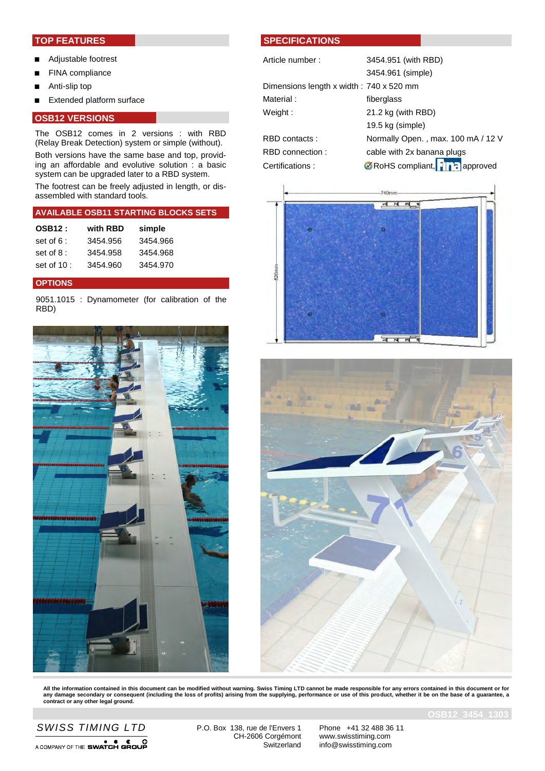## TOP FEATURES

- Adjustable footrest
- FINA compliance
- Anti-slip top
- Extended platform surface

## OSB12 VERSIONS

The OSB12 comes in 2 versions : with RBD (Relay Break Detection) system or simple (without).

Both versions have the same base and top, providing an affordable and evolutive solution : a basic system can be upgraded later to a RBD system.

The footrest can be freely adjusted in length, or disassembled with standard tools.

## AVAILABLE OSB11 STARTING BLOCKS SETS

| **OSB12 :** | **with RBD** | **simple** |
|---|---|---|
| set of 6 : | 3454.956 | 3454.966 |
| set of 8 : | 3454.958 | 3454.968 |
| set of 10 : | 3454.960 | 3454.970 |

## OPTIONS

9051.1015 : Dynamometer (for calibration of the RBD)

## SPECIFICATIONS

| | |
|---|---|
| Article number : | 3454.951 (with RBD) |
| | 3454.961 (simple) |
| Dimensions length x width : | 740 x 520 mm |
| Material : | fiberglass |
| Weight : | 21.2 kg (with RBD) |
| | 19.5 kg (simple) |
| RBD contacts : | Normally Open. , max. 100 mA / 12 V |
| RBD connection : | cable with 2x banana plugs |
| Certifications : | RoHS compliant, FINA approved |

740mm

520mm

All the information contained in this document can be modified without warning. Swiss Timing LTD cannot be made responsible for any errors contained in this document or for any damage secondary or consequent (including the loss of profits) arising from the supplying, performance or use of this product, whether it be on the base of a guarantee, a contract or any other legal ground.

OSB12_3454_1303

SWISS TIMING LTD
A COMPANY OF THE SWATCH GROUP

P.O. Box 138, rue de l'Envers 1
CH-2606 Corgémont
Switzerland

Phone +41 32 488 36 11
www.swisstiming.com
info@swisstiming.com